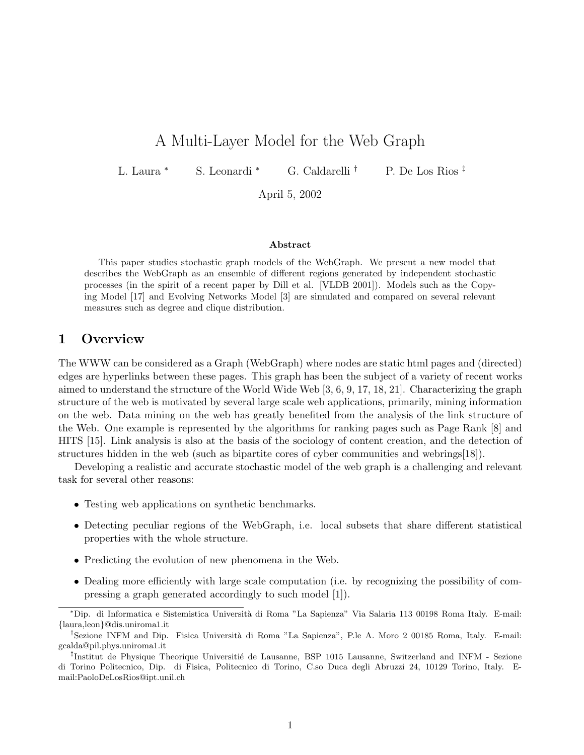# A Multi-Layer Model for the Web Graph

L. Laura [*] S. Leonardi [*] G. Caldarelli [†] P. De Los Rios [‡]

April 5, 2002

**Abstract**

This paper studies stochastic graph models of the WebGraph. We present a new model that describes the WebGraph as an ensemble of different regions generated by independent stochastic processes (in the spirit of a recent paper by Dill et al. [VLDB 2001]). Models such as the Copying Model [17] and Evolving Networks Model [3] are simulated and compared on several relevant measures such as degree and clique distribution.

## 1 Overview

The WWW can be considered as a Graph (WebGraph) where nodes are static html pages and (directed) edges are hyperlinks between these pages. This graph has been the subject of a variety of recent works aimed to understand the structure of the World Wide Web [3, 6, 9, 17, 18, 21]. Characterizing the graph structure of the web is motivated by several large scale web applications, primarily, mining information on the web. Data mining on the web has greatly benefited from the analysis of the link structure of the Web. One example is represented by the algorithms for ranking pages such as Page Rank [8] and HITS [15]. Link analysis is also at the basis of the sociology of content creation, and the detection of structures hidden in the web (such as bipartite cores of cyber communities and webrings[18]).

Developing a realistic and accurate stochastic model of the web graph is a challenging and relevant task for several other reasons:

- Testing web applications on synthetic benchmarks.
- Detecting peculiar regions of the WebGraph, i.e. local subsets that share different statistical properties with the whole structure.
- Predicting the evolution of new phenomena in the Web.
- Dealing more efficiently with large scale computation (i.e. by recognizing the possibility of compressing a graph generated accordingly to such model [1]).

[*] Dip. di Informatica e Sistemistica Università di Roma "La Sapienza" Via Salaria 113 00198 Roma Italy. E-mail: {laura,leon}@dis.uniroma1.it

[†] Sezione INFM and Dip. Fisica Università di Roma "La Sapienza", P.le A. Moro 2 00185 Roma, Italy. E-mail: gcalda@pil.phys.uniroma1.it

[‡] Institut de Physique Theorique Universitié de Lausanne, BSP 1015 Lausanne, Switzerland and INFM - Sezione di Torino Politecnico, Dip. di Fisica, Politecnico di Torino, C.so Duca degli Abruzzi 24, 10129 Torino, Italy. E-mail:PaoloDeLosRios@ipt.unil.ch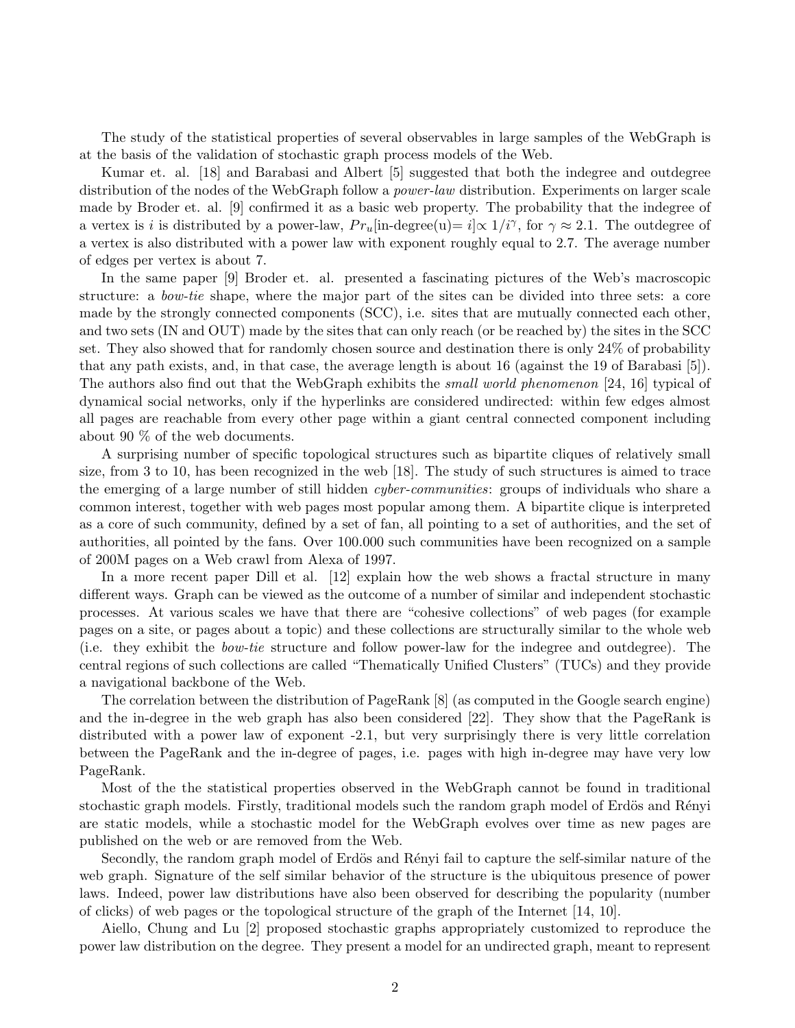The study of the statistical properties of several observables in large samples of the WebGraph is at the basis of the validation of stochastic graph process models of the Web.

Kumar et. al. [18] and Barabasi and Albert [5] suggested that both the indegree and outdegree distribution of the nodes of the WebGraph follow a *power-law* distribution. Experiments on larger scale made by Broder et. al. [9] confirmed it as a basic web property. The probability that the indegree of a vertex is $i$ is distributed by a power-law, $Pr_u[\text{in-degree(u)}= i] \propto 1/i^{\gamma}$, for $\gamma \approx 2.1$. The outdegree of a vertex is also distributed with a power law with exponent roughly equal to 2.7. The average number of edges per vertex is about 7.

In the same paper [9] Broder et. al. presented a fascinating pictures of the Web's macroscopic structure: a *bow-tie* shape, where the major part of the sites can be divided into three sets: a core made by the strongly connected components (SCC), i.e. sites that are mutually connected each other, and two sets (IN and OUT) made by the sites that can only reach (or be reached by) the sites in the SCC set. They also showed that for randomly chosen source and destination there is only 24% of probability that any path exists, and, in that case, the average length is about 16 (against the 19 of Barabasi [5]). The authors also find out that the WebGraph exhibits the *small world phenomenon* [24, 16] typical of dynamical social networks, only if the hyperlinks are considered undirected: within few edges almost all pages are reachable from every other page within a giant central connected component including about 90 % of the web documents.

A surprising number of specific topological structures such as bipartite cliques of relatively small size, from 3 to 10, has been recognized in the web [18]. The study of such structures is aimed to trace the emerging of a large number of still hidden *cyber-communities*: groups of individuals who share a common interest, together with web pages most popular among them. A bipartite clique is interpreted as a core of such community, defined by a set of fan, all pointing to a set of authorities, and the set of authorities, all pointed by the fans. Over 100.000 such communities have been recognized on a sample of 200M pages on a Web crawl from Alexa of 1997.

In a more recent paper Dill et al. [12] explain how the web shows a fractal structure in many different ways. Graph can be viewed as the outcome of a number of similar and independent stochastic processes. At various scales we have that there are "cohesive collections" of web pages (for example pages on a site, or pages about a topic) and these collections are structurally similar to the whole web (i.e. they exhibit the *bow-tie* structure and follow power-law for the indegree and outdegree). The central regions of such collections are called "Thematically Unified Clusters" (TUCs) and they provide a navigational backbone of the Web.

The correlation between the distribution of PageRank [8] (as computed in the Google search engine) and the in-degree in the web graph has also been considered [22]. They show that the PageRank is distributed with a power law of exponent -2.1, but very surprisingly there is very little correlation between the PageRank and the in-degree of pages, i.e. pages with high in-degree may have very low PageRank.

Most of the the statistical properties observed in the WebGraph cannot be found in traditional stochastic graph models. Firstly, traditional models such the random graph model of Erdös and Rényi are static models, while a stochastic model for the WebGraph evolves over time as new pages are published on the web or are removed from the Web.

Secondly, the random graph model of Erdös and Rényi fail to capture the self-similar nature of the web graph. Signature of the self similar behavior of the structure is the ubiquitous presence of power laws. Indeed, power law distributions have also been observed for describing the popularity (number of clicks) of web pages or the topological structure of the graph of the Internet [14, 10].

Aiello, Chung and Lu [2] proposed stochastic graphs appropriately customized to reproduce the power law distribution on the degree. They present a model for an undirected graph, meant to represent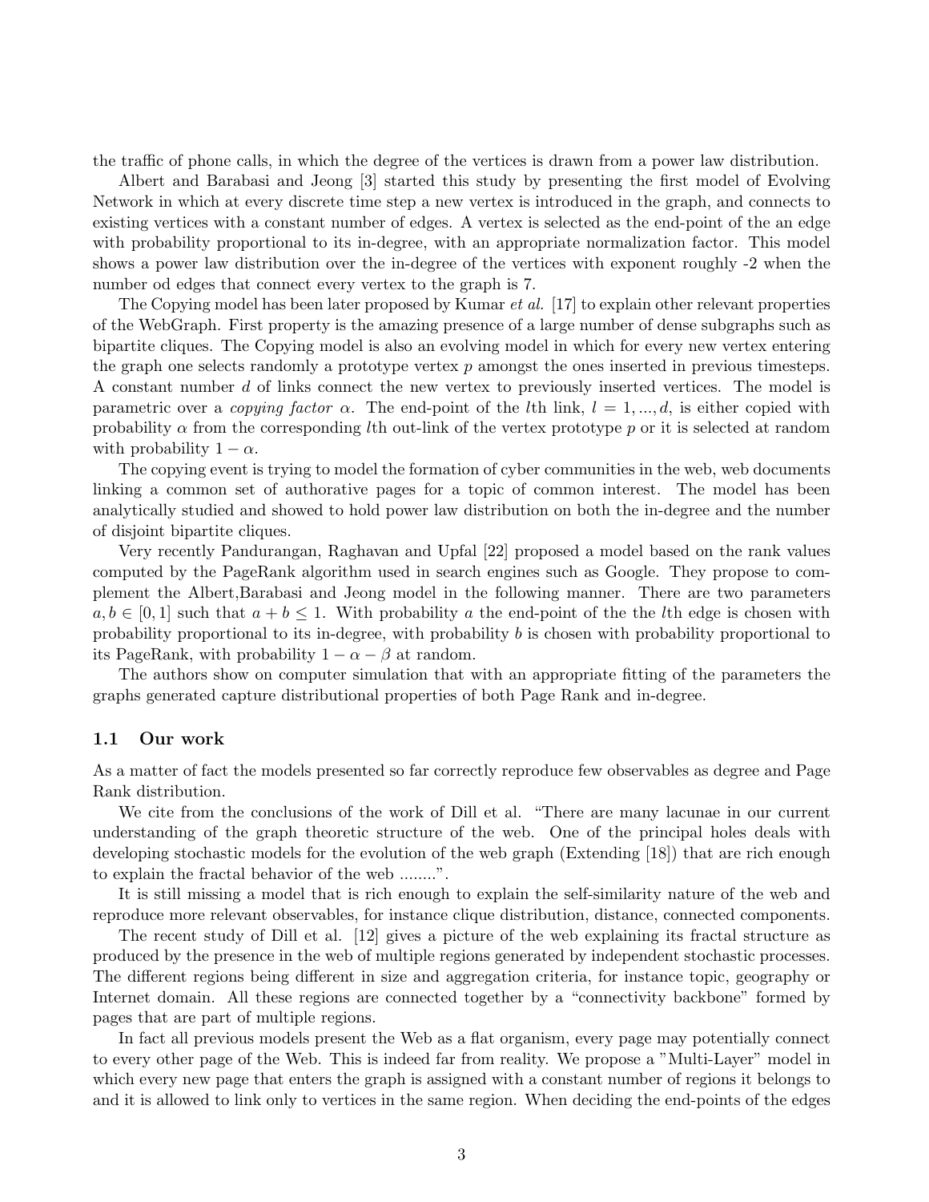the traffic of phone calls, in which the degree of the vertices is drawn from a power law distribution.

Albert and Barabasi and Jeong [3] started this study by presenting the first model of Evolving Network in which at every discrete time step a new vertex is introduced in the graph, and connects to existing vertices with a constant number of edges. A vertex is selected as the end-point of the an edge with probability proportional to its in-degree, with an appropriate normalization factor. This model shows a power law distribution over the in-degree of the vertices with exponent roughly -2 when the number od edges that connect every vertex to the graph is 7.

The Copying model has been later proposed by Kumar *et al.* [17] to explain other relevant properties of the WebGraph. First property is the amazing presence of a large number of dense subgraphs such as bipartite cliques. The Copying model is also an evolving model in which for every new vertex entering the graph one selects randomly a prototype vertex $p$ amongst the ones inserted in previous timesteps. A constant number $d$ of links connect the new vertex to previously inserted vertices. The model is parametric over a *copying factor* $\alpha$. The end-point of the $l$th link, $l = 1, ..., d$, is either copied with probability $\alpha$ from the corresponding $l$th out-link of the vertex prototype $p$ or it is selected at random with probability $1 - \alpha$.

The copying event is trying to model the formation of cyber communities in the web, web documents linking a common set of authorative pages for a topic of common interest. The model has been analytically studied and showed to hold power law distribution on both the in-degree and the number of disjoint bipartite cliques.

Very recently Pandurangan, Raghavan and Upfal [22] proposed a model based on the rank values computed by the PageRank algorithm used in search engines such as Google. They propose to complement the Albert,Barabasi and Jeong model in the following manner. There are two parameters $a, b \in [0, 1]$ such that $a + b \leq 1$. With probability $a$ the end-point of the the $l$th edge is chosen with probability proportional to its in-degree, with probability $b$ is chosen with probability proportional to its PageRank, with probability $1 - \alpha - \beta$ at random.

The authors show on computer simulation that with an appropriate fitting of the parameters the graphs generated capture distributional properties of both Page Rank and in-degree.

### 1.1 Our work

As a matter of fact the models presented so far correctly reproduce few observables as degree and Page Rank distribution.

We cite from the conclusions of the work of Dill et al. "There are many lacunae in our current understanding of the graph theoretic structure of the web. One of the principal holes deals with developing stochastic models for the evolution of the web graph (Extending [18]) that are rich enough to explain the fractal behavior of the web ........".

It is still missing a model that is rich enough to explain the self-similarity nature of the web and reproduce more relevant observables, for instance clique distribution, distance, connected components.

The recent study of Dill et al. [12] gives a picture of the web explaining its fractal structure as produced by the presence in the web of multiple regions generated by independent stochastic processes. The different regions being different in size and aggregation criteria, for instance topic, geography or Internet domain. All these regions are connected together by a "connectivity backbone" formed by pages that are part of multiple regions.

In fact all previous models present the Web as a flat organism, every page may potentially connect to every other page of the Web. This is indeed far from reality. We propose a "Multi-Layer" model in which every new page that enters the graph is assigned with a constant number of regions it belongs to and it is allowed to link only to vertices in the same region. When deciding the end-points of the edges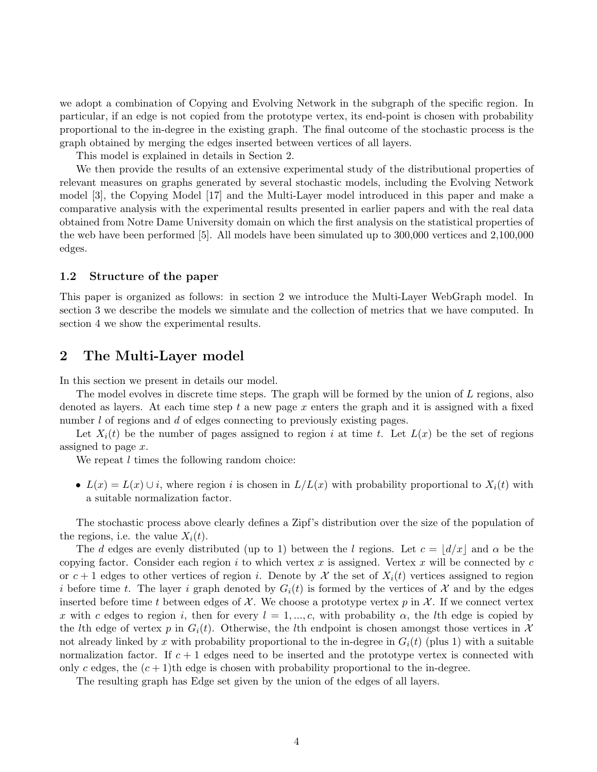we adopt a combination of Copying and Evolving Network in the subgraph of the specific region. In particular, if an edge is not copied from the prototype vertex, its end-point is chosen with probability proportional to the in-degree in the existing graph. The final outcome of the stochastic process is the graph obtained by merging the edges inserted between vertices of all layers.

This model is explained in details in Section 2.

We then provide the results of an extensive experimental study of the distributional properties of relevant measures on graphs generated by several stochastic models, including the Evolving Network model [3], the Copying Model [17] and the Multi-Layer model introduced in this paper and make a comparative analysis with the experimental results presented in earlier papers and with the real data obtained from Notre Dame University domain on which the first analysis on the statistical properties of the web have been performed [5]. All models have been simulated up to 300,000 vertices and 2,100,000 edges.

### 1.2 Structure of the paper

This paper is organized as follows: in section 2 we introduce the Multi-Layer WebGraph model. In section 3 we describe the models we simulate and the collection of metrics that we have computed. In section 4 we show the experimental results.

## 2 The Multi-Layer model

In this section we present in details our model.

The model evolves in discrete time steps. The graph will be formed by the union of $L$ regions, also denoted as layers. At each time step $t$ a new page $x$ enters the graph and it is assigned with a fixed number $l$ of regions and $d$ of edges connecting to previously existing pages.

Let $X_i(t)$ be the number of pages assigned to region $i$ at time $t$. Let $L(x)$ be the set of regions assigned to page $x$.

We repeat $l$ times the following random choice:

- $L(x) = L(x) \cup i$, where region $i$ is chosen in $L/L(x)$ with probability proportional to $X_i(t)$ with a suitable normalization factor.

The stochastic process above clearly defines a Zipf's distribution over the size of the population of the regions, i.e. the value $X_i(t)$.

The $d$ edges are evenly distributed (up to 1) between the $l$ regions. Let $c = \lfloor d/x \rfloor$ and $\alpha$ be the copying factor. Consider each region $i$ to which vertex $x$ is assigned. Vertex $x$ will be connected by $c$ or $c+1$ edges to other vertices of region $i$. Denote by $\mathcal{X}$ the set of $X_i(t)$ vertices assigned to region $i$ before time $t$. The layer $i$ graph denoted by $G_i(t)$ is formed by the vertices of $\mathcal{X}$ and by the edges inserted before time $t$ between edges of $\mathcal{X}$. We choose a prototype vertex $p$ in $\mathcal{X}$. If we connect vertex $x$ with $c$ edges to region $i$, then for every $l = 1, ..., c$, with probability $\alpha$, the $l$th edge is copied by the $l$th edge of vertex $p$ in $G_i(t)$. Otherwise, the $l$th endpoint is chosen amongst those vertices in $\mathcal{X}$ not already linked by $x$ with probability proportional to the in-degree in $G_i(t)$ (plus 1) with a suitable normalization factor. If $c+1$ edges need to be inserted and the prototype vertex is connected with only $c$ edges, the $(c+1)$th edge is chosen with probability proportional to the in-degree.

The resulting graph has Edge set given by the union of the edges of all layers.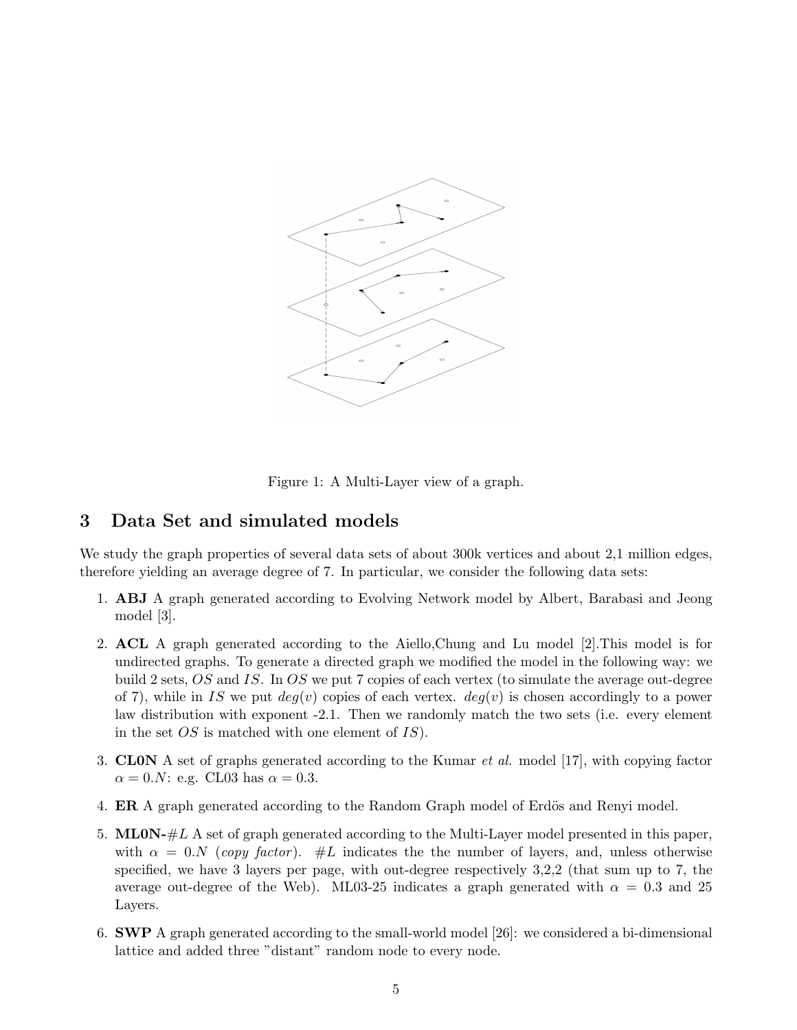Figure 1: A Multi-Layer view of a graph.

## 3 Data Set and simulated models

We study the graph properties of several data sets of about 300k vertices and about 2,1 million edges, therefore yielding an average degree of 7. In particular, we consider the following data sets:

1. **ABJ** A graph generated according to Evolving Network model by Albert, Barabasi and Jeong model [3].
2. **ACL** A graph generated according to the Aiello,Chung and Lu model [2].This model is for undirected graphs. To generate a directed graph we modified the model in the following way: we build 2 sets, $OS$ and $IS$. In $OS$ we put 7 copies of each vertex (to simulate the average out-degree of 7), while in $IS$ we put $deg(v)$ copies of each vertex. $deg(v)$ is chosen accordingly to a power law distribution with exponent -2.1. Then we randomly match the two sets (i.e. every element in the set $OS$ is matched with one element of $IS$).
3. **CL0N** A set of graphs generated according to the Kumar *et al.* model [17], with copying factor $\alpha = 0.N$: e.g. CL03 has $\alpha = 0.3$.
4. **ER** A graph generated according to the Random Graph model of Erdös and Renyi model.
5. **ML0N-**$\#L$ A set of graph generated according to the Multi-Layer model presented in this paper, with $\alpha = 0.N$ (*copy factor*). $\#L$ indicates the the number of layers, and, unless otherwise specified, we have 3 layers per page, with out-degree respectively 3,2,2 (that sum up to 7, the average out-degree of the Web). ML03-25 indicates a graph generated with $\alpha = 0.3$ and 25 Layers.
6. **SWP** A graph generated according to the small-world model [26]: we considered a bi-dimensional lattice and added three "distant" random node to every node.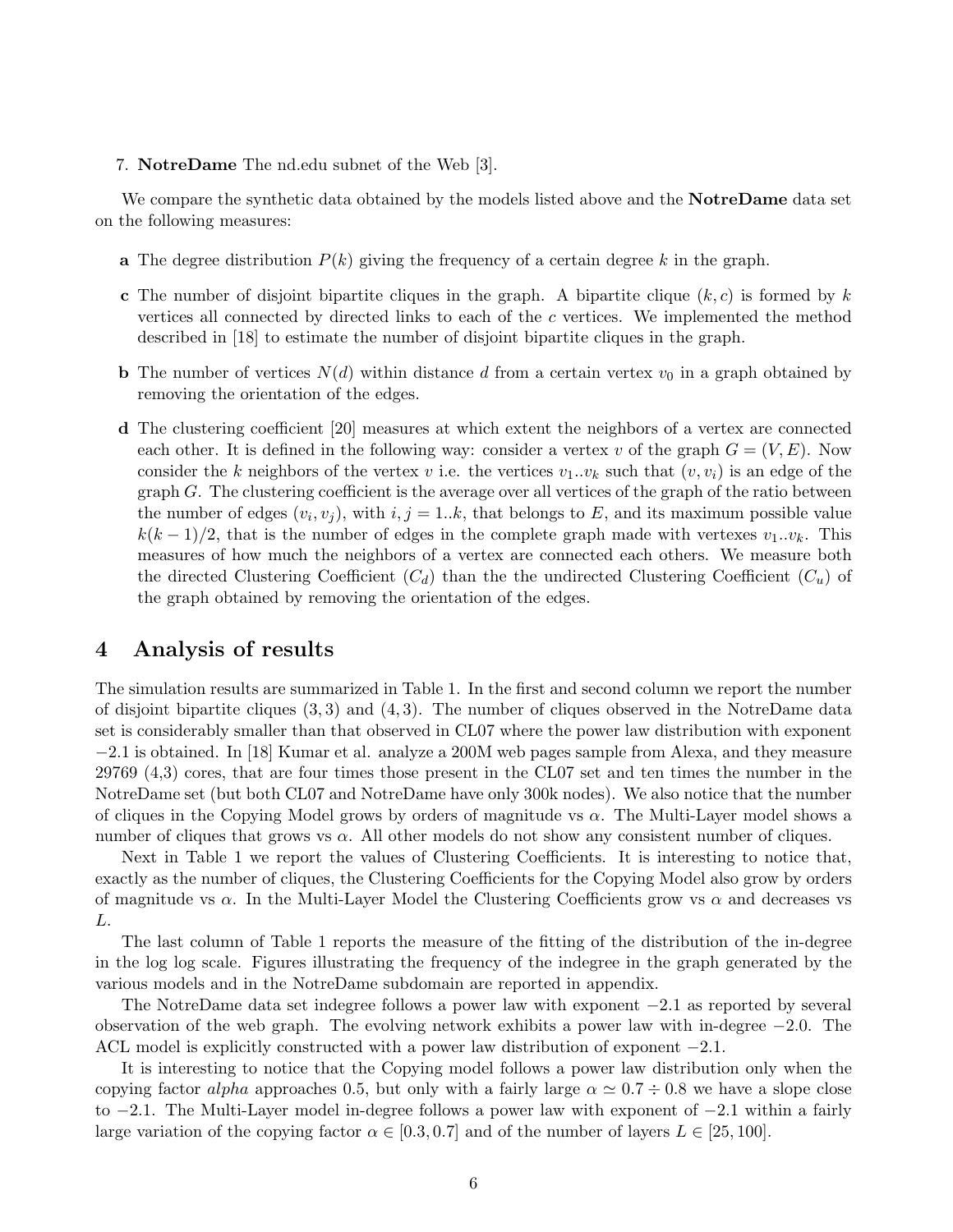7. **NotreDame** The nd.edu subnet of the Web [3].

We compare the synthetic data obtained by the models listed above and the **NotreDame** data set on the following measures:

**a** The degree distribution $P(k)$ giving the frequency of a certain degree $k$ in the graph.

**c** The number of disjoint bipartite cliques in the graph. A bipartite clique $(k, c)$ is formed by $k$ vertices all connected by directed links to each of the $c$ vertices. We implemented the method described in [18] to estimate the number of disjoint bipartite cliques in the graph.

**b** The number of vertices $N(d)$ within distance $d$ from a certain vertex $v_0$ in a graph obtained by removing the orientation of the edges.

**d** The clustering coefficient [20] measures at which extent the neighbors of a vertex are connected each other. It is defined in the following way: consider a vertex $v$ of the graph $G = (V, E)$. Now consider the $k$ neighbors of the vertex $v$ i.e. the vertices $v_1..v_k$ such that $(v, v_i)$ is an edge of the graph $G$. The clustering coefficient is the average over all vertices of the graph of the ratio between the number of edges $(v_i, v_j)$, with $i, j = 1..k$, that belongs to $E$, and its maximum possible value $k(k-1)/2$, that is the number of edges in the complete graph made with vertexes $v_1..v_k$. This measures of how much the neighbors of a vertex are connected each others. We measure both the directed Clustering Coefficient ($C_d$) than the the undirected Clustering Coefficient ($C_u$) of the graph obtained by removing the orientation of the edges.

## 4 Analysis of results

The simulation results are summarized in Table 1. In the first and second column we report the number of disjoint bipartite cliques $(3, 3)$ and $(4, 3)$. The number of cliques observed in the NotreDame data set is considerably smaller than that observed in CL07 where the power law distribution with exponent $-2.1$ is obtained. In [18] Kumar et al. analyze a 200M web pages sample from Alexa, and they measure 29769 (4,3) cores, that are four times those present in the CL07 set and ten times the number in the NotreDame set (but both CL07 and NotreDame have only 300k nodes). We also notice that the number of cliques in the Copying Model grows by orders of magnitude vs $\alpha$. The Multi-Layer model shows a number of cliques that grows vs $\alpha$. All other models do not show any consistent number of cliques.

Next in Table 1 we report the values of Clustering Coefficients. It is interesting to notice that, exactly as the number of cliques, the Clustering Coefficients for the Copying Model also grow by orders of magnitude vs $\alpha$. In the Multi-Layer Model the Clustering Coefficients grow vs $\alpha$ and decreases vs $L$.

The last column of Table 1 reports the measure of the fitting of the distribution of the in-degree in the log log scale. Figures illustrating the frequency of the indegree in the graph generated by the various models and in the NotreDame subdomain are reported in appendix.

The NotreDame data set indegree follows a power law with exponent $-2.1$ as reported by several observation of the web graph. The evolving network exhibits a power law with in-degree $-2.0$. The ACL model is explicitly constructed with a power law distribution of exponent $-2.1$.

It is interesting to notice that the Copying model follows a power law distribution only when the copying factor *alpha* approaches 0.5, but only with a fairly large $\alpha \simeq 0.7 \div 0.8$ we have a slope close to $-2.1$. The Multi-Layer model in-degree follows a power law with exponent of $-2.1$ within a fairly large variation of the copying factor $\alpha \in [0.3, 0.7]$ and of the number of layers $L \in [25, 100]$.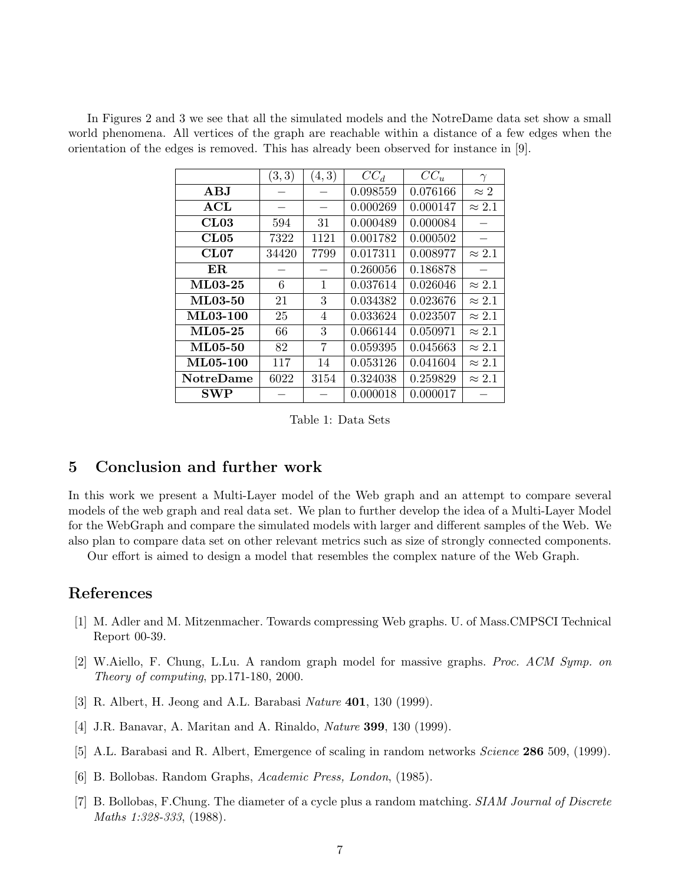In Figures 2 and 3 we see that all the simulated models and the NotreDame data set show a small world phenomena. All vertices of the graph are reachable within a distance of a few edges when the orientation of the edges is removed. This has already been observed for instance in [9].

| | $(3,3)$ | $(4,3)$ | $CC_d$ | $CC_u$ | $\gamma$ |
|---|---|---|---|---|---|
| **ABJ** | – | – | 0.098559 | 0.076166 | $\approx 2$ |
| **ACL** | – | – | 0.000269 | 0.000147 | $\approx 2.1$ |
| **CL03** | 594 | 31 | 0.000489 | 0.000084 | – |
| **CL05** | 7322 | 1121 | 0.001782 | 0.000502 | – |
| **CL07** | 34420 | 7799 | 0.017311 | 0.008977 | $\approx 2.1$ |
| **ER** | – | – | 0.260056 | 0.186878 | – |
| **ML03-25** | 6 | 1 | 0.037614 | 0.026046 | $\approx 2.1$ |
| **ML03-50** | 21 | 3 | 0.034382 | 0.023676 | $\approx 2.1$ |
| **ML03-100** | 25 | 4 | 0.033624 | 0.023507 | $\approx 2.1$ |
| **ML05-25** | 66 | 3 | 0.066144 | 0.050971 | $\approx 2.1$ |
| **ML05-50** | 82 | 7 | 0.059395 | 0.045663 | $\approx 2.1$ |
| **ML05-100** | 117 | 14 | 0.053126 | 0.041604 | $\approx 2.1$ |
| **NotreDame** | 6022 | 3154 | 0.324038 | 0.259829 | $\approx 2.1$ |
| **SWP** | – | – | 0.000018 | 0.000017 | – |

Table 1: Data Sets

## 5 Conclusion and further work

In this work we present a Multi-Layer model of the Web graph and an attempt to compare several models of the web graph and real data set. We plan to further develop the idea of a Multi-Layer Model for the WebGraph and compare the simulated models with larger and different samples of the Web. We also plan to compare data set on other relevant metrics such as size of strongly connected components.

Our effort is aimed to design a model that resembles the complex nature of the Web Graph.

## References

[1] M. Adler and M. Mitzenmacher. Towards compressing Web graphs. U. of Mass.CMPSCI Technical Report 00-39.

[2] W.Aiello, F. Chung, L.Lu. A random graph model for massive graphs. *Proc. ACM Symp. on Theory of computing*, pp.171-180, 2000.

[3] R. Albert, H. Jeong and A.L. Barabasi *Nature* **401**, 130 (1999).

[4] J.R. Banavar, A. Maritan and A. Rinaldo, *Nature* **399**, 130 (1999).

[5] A.L. Barabasi and R. Albert, Emergence of scaling in random networks *Science* **286** 509, (1999).

[6] B. Bollobas. Random Graphs, *Academic Press, London*, (1985).

[7] B. Bollobas, F.Chung. The diameter of a cycle plus a random matching. *SIAM Journal of Discrete Maths 1:328-333*, (1988).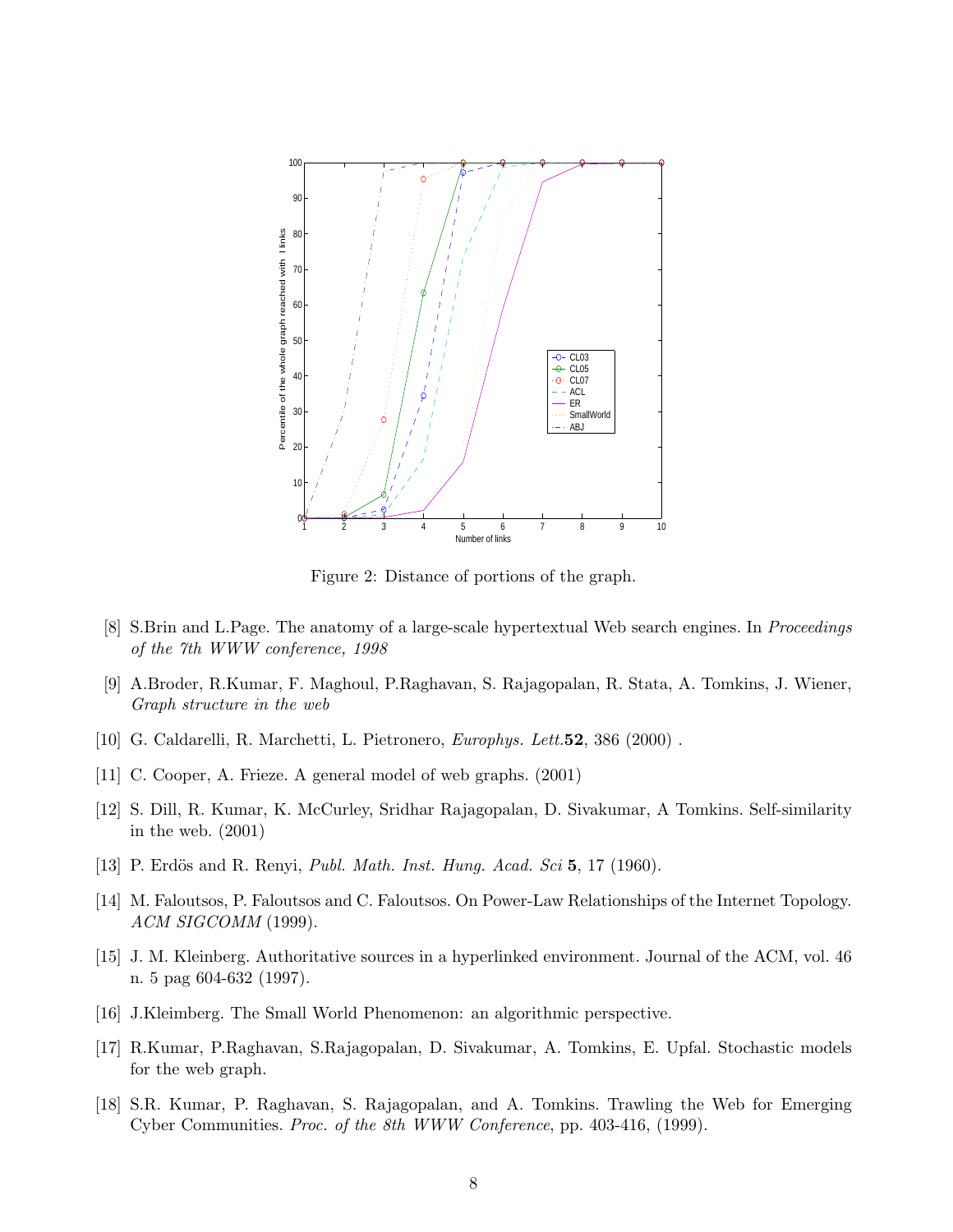Figure 2: Distance of portions of the graph.

[8] S.Brin and L.Page. The anatomy of a large-scale hypertextual Web search engines. In *Proceedings of the 7th WWW conference, 1998*

[9] A.Broder, R.Kumar, F. Maghoul, P.Raghavan, S. Rajagopalan, R. Stata, A. Tomkins, J. Wiener, *Graph structure in the web*

[10] G. Caldarelli, R. Marchetti, L. Pietronero, *Europhys. Lett.* **52**, 386 (2000) .

[11] C. Cooper, A. Frieze. A general model of web graphs. (2001)

[12] S. Dill, R. Kumar, K. McCurley, Sridhar Rajagopalan, D. Sivakumar, A Tomkins. Self-similarity in the web. (2001)

[13] P. Erdös and R. Renyi, *Publ. Math. Inst. Hung. Acad. Sci* **5**, 17 (1960).

[14] M. Faloutsos, P. Faloutsos and C. Faloutsos. On Power-Law Relationships of the Internet Topology. *ACM SIGCOMM* (1999).

[15] J. M. Kleinberg. Authoritative sources in a hyperlinked environment. Journal of the ACM, vol. 46 n. 5 pag 604-632 (1997).

[16] J.Kleimberg. The Small World Phenomenon: an algorithmic perspective.

[17] R.Kumar, P.Raghavan, S.Rajagopalan, D. Sivakumar, A. Tomkins, E. Upfal. Stochastic models for the web graph.

[18] S.R. Kumar, P. Raghavan, S. Rajagopalan, and A. Tomkins. Trawling the Web for Emerging Cyber Communities. *Proc. of the 8th WWW Conference*, pp. 403-416, (1999).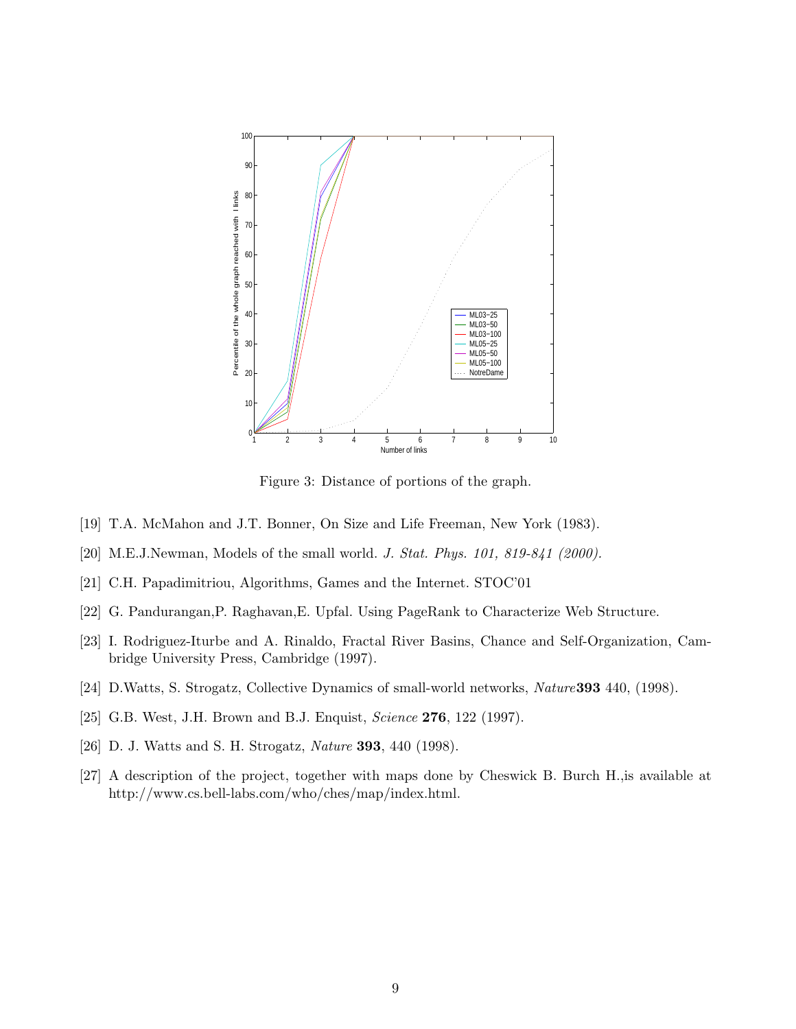Figure 3: Distance of portions of the graph.

[19] T.A. McMahon and J.T. Bonner, On Size and Life Freeman, New York (1983).

[20] M.E.J.Newman, Models of the small world. *J. Stat. Phys. 101, 819-841 (2000).*

[21] C.H. Papadimitriou, Algorithms, Games and the Internet. STOC'01

[22] G. Pandurangan,P. Raghavan,E. Upfal. Using PageRank to Characterize Web Structure.

[23] I. Rodriguez-Iturbe and A. Rinaldo, Fractal River Basins, Chance and Self-Organization, Cambridge University Press, Cambridge (1997).

[24] D.Watts, S. Strogatz, Collective Dynamics of small-world networks, *Nature* **393** 440, (1998).

[25] G.B. West, J.H. Brown and B.J. Enquist, *Science* **276**, 122 (1997).

[26] D. J. Watts and S. H. Strogatz, *Nature* **393**, 440 (1998).

[27] A description of the project, together with maps done by Cheswick B. Burch H.,is available at http://www.cs.bell-labs.com/who/ches/map/index.html.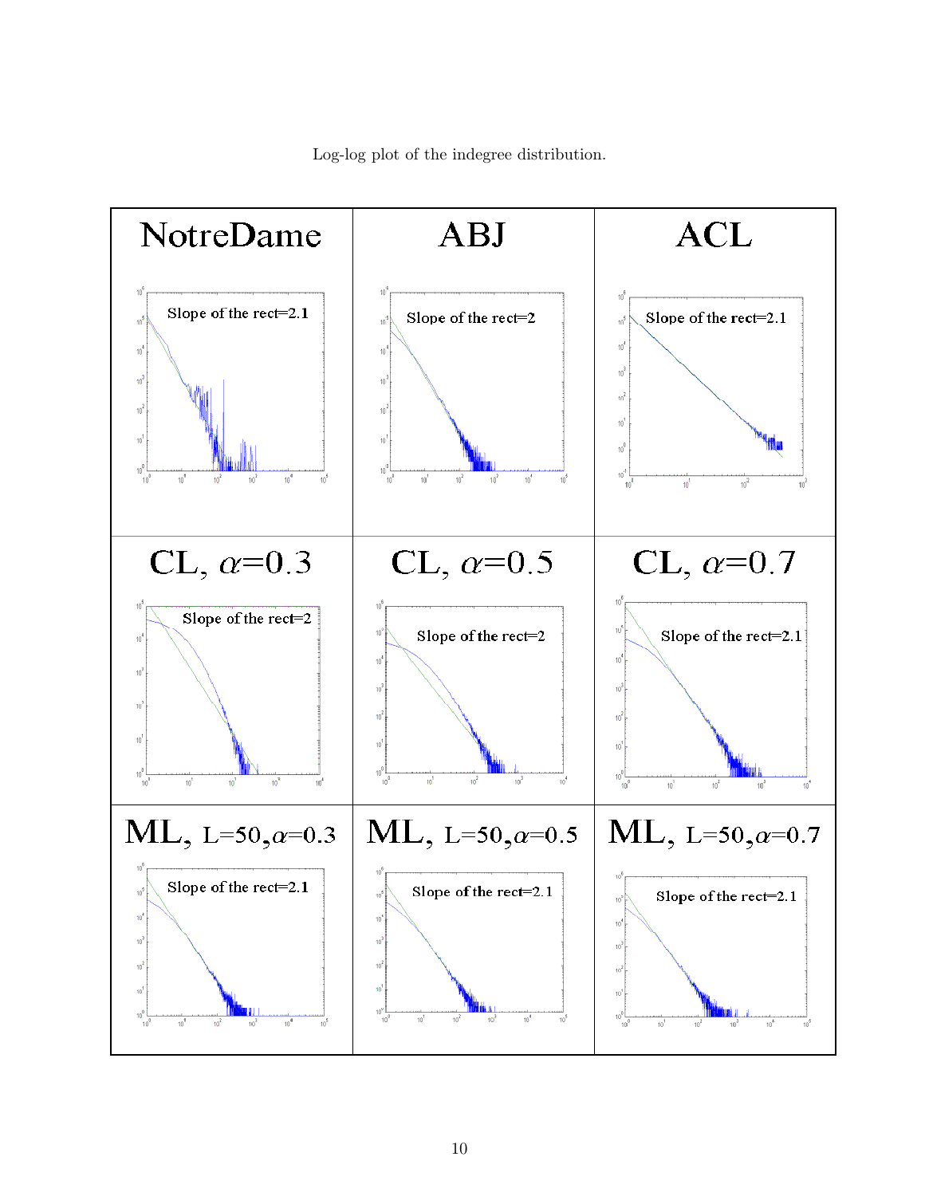Log-log plot of the indegree distribution.

NotreDame

Slope of the rect=2.1

ABJ

Slope of the rect=2

ACL

Slope of the rect=2.1

CL, $\alpha$=0.3

Slope of the rect=2

CL, $\alpha$=0.5

Slope of the rect=2

CL, $\alpha$=0.7

Slope of the rect=2.1

ML, L=50,$\alpha$=0.3

Slope of the rect=2.1

ML, L=50,$\alpha$=0.5

Slope of the rect=2.1

ML, L=50,$\alpha$=0.7

Slope of the rect=2.1